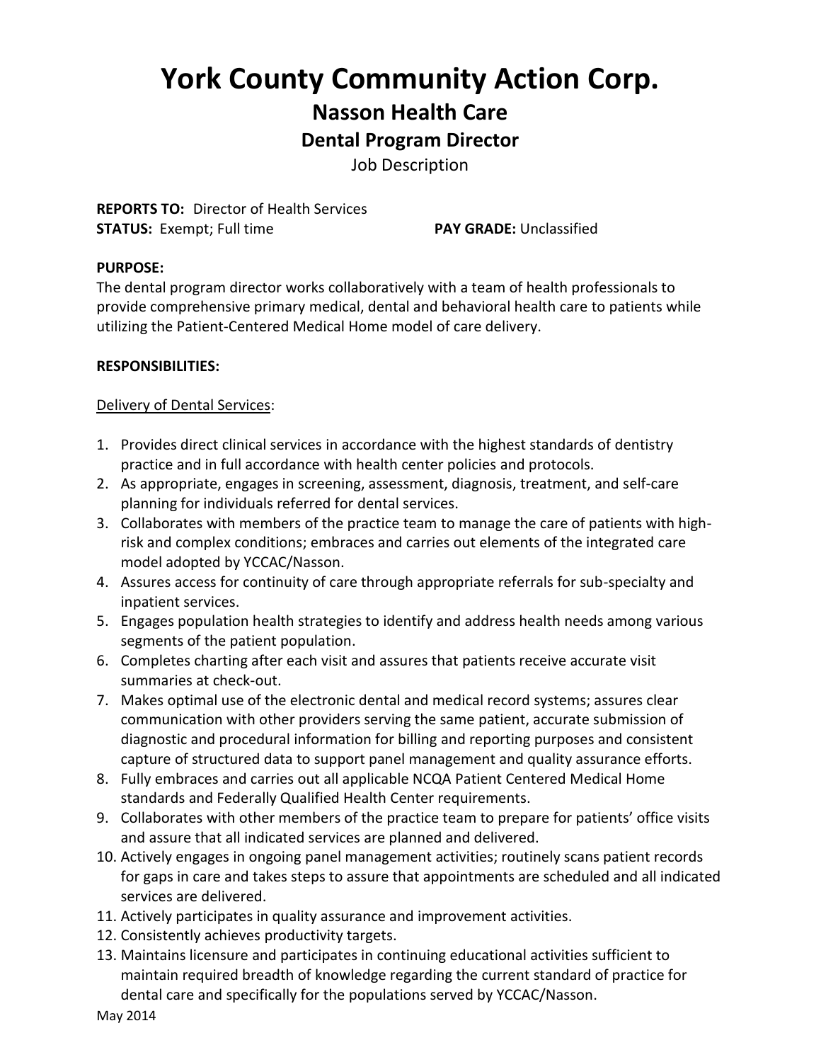# York County Community Action Corp.

## Nasson Health Care

### Dental Program Director

Job Description

**REPORTS TO:** Director of Health Services
**STATUS:** Exempt; Full time **PAY GRADE:** Unclassified

**PURPOSE:**
The dental program director works collaboratively with a team of health professionals to provide comprehensive primary medical, dental and behavioral health care to patients while utilizing the Patient-Centered Medical Home model of care delivery.

**RESPONSIBILITIES:**

<u>Delivery of Dental Services</u>:

1. Provides direct clinical services in accordance with the highest standards of dentistry practice and in full accordance with health center policies and protocols.
2. As appropriate, engages in screening, assessment, diagnosis, treatment, and self-care planning for individuals referred for dental services.
3. Collaborates with members of the practice team to manage the care of patients with high-risk and complex conditions; embraces and carries out elements of the integrated care model adopted by YCCAC/Nasson.
4. Assures access for continuity of care through appropriate referrals for sub-specialty and inpatient services.
5. Engages population health strategies to identify and address health needs among various segments of the patient population.
6. Completes charting after each visit and assures that patients receive accurate visit summaries at check-out.
7. Makes optimal use of the electronic dental and medical record systems; assures clear communication with other providers serving the same patient, accurate submission of diagnostic and procedural information for billing and reporting purposes and consistent capture of structured data to support panel management and quality assurance efforts.
8. Fully embraces and carries out all applicable NCQA Patient Centered Medical Home standards and Federally Qualified Health Center requirements.
9. Collaborates with other members of the practice team to prepare for patients' office visits and assure that all indicated services are planned and delivered.
10. Actively engages in ongoing panel management activities; routinely scans patient records for gaps in care and takes steps to assure that appointments are scheduled and all indicated services are delivered.
11. Actively participates in quality assurance and improvement activities.
12. Consistently achieves productivity targets.
13. Maintains licensure and participates in continuing educational activities sufficient to maintain required breadth of knowledge regarding the current standard of practice for dental care and specifically for the populations served by YCCAC/Nasson.

May 2014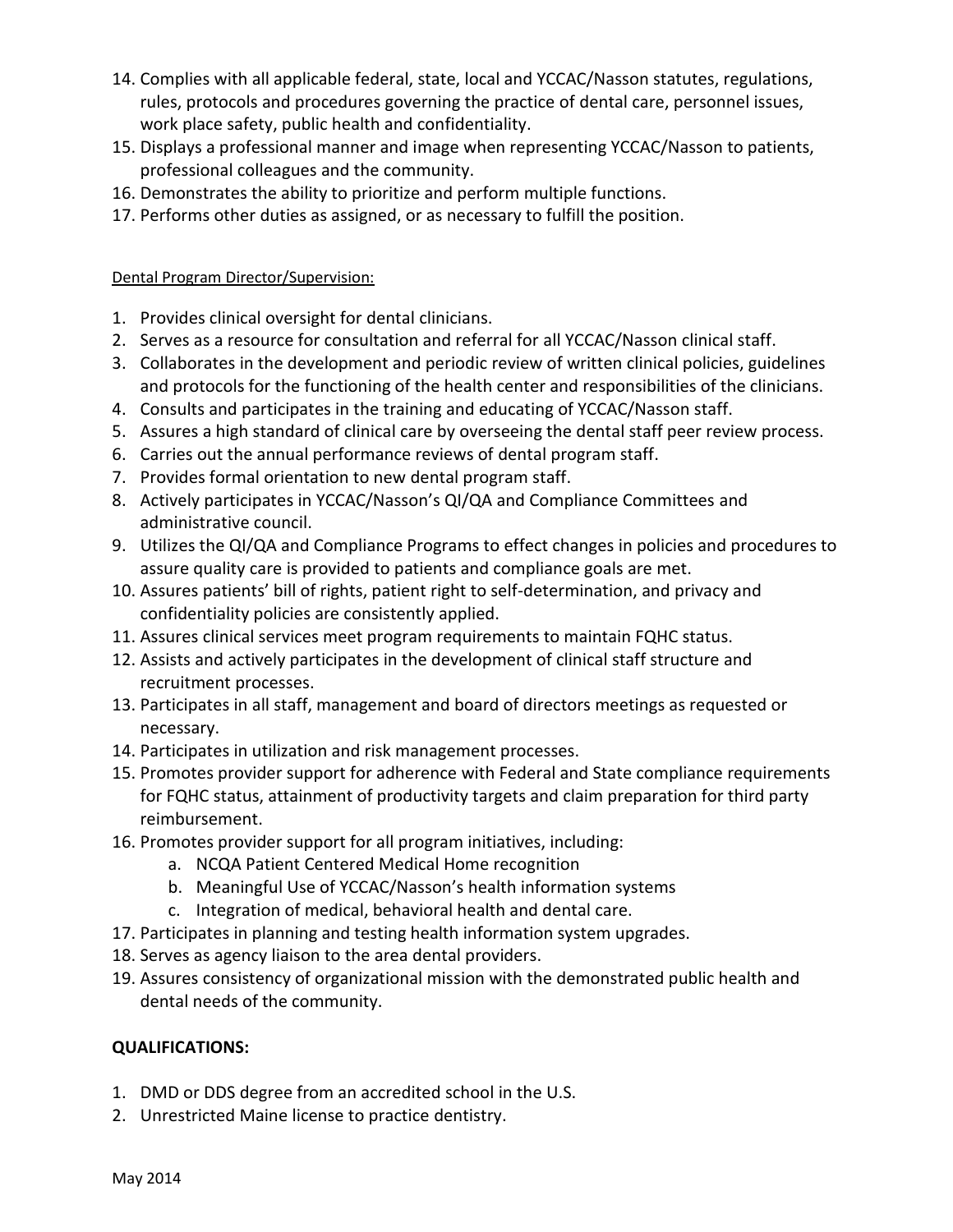14. Complies with all applicable federal, state, local and YCCAC/Nasson statutes, regulations, rules, protocols and procedures governing the practice of dental care, personnel issues, work place safety, public health and confidentiality.
15. Displays a professional manner and image when representing YCCAC/Nasson to patients, professional colleagues and the community.
16. Demonstrates the ability to prioritize and perform multiple functions.
17. Performs other duties as assigned, or as necessary to fulfill the position.

<u>Dental Program Director/Supervision:</u>

1. Provides clinical oversight for dental clinicians.
2. Serves as a resource for consultation and referral for all YCCAC/Nasson clinical staff.
3. Collaborates in the development and periodic review of written clinical policies, guidelines and protocols for the functioning of the health center and responsibilities of the clinicians.
4. Consults and participates in the training and educating of YCCAC/Nasson staff.
5. Assures a high standard of clinical care by overseeing the dental staff peer review process.
6. Carries out the annual performance reviews of dental program staff.
7. Provides formal orientation to new dental program staff.
8. Actively participates in YCCAC/Nasson's QI/QA and Compliance Committees and administrative council.
9. Utilizes the QI/QA and Compliance Programs to effect changes in policies and procedures to assure quality care is provided to patients and compliance goals are met.
10. Assures patients' bill of rights, patient right to self-determination, and privacy and confidentiality policies are consistently applied.
11. Assures clinical services meet program requirements to maintain FQHC status.
12. Assists and actively participates in the development of clinical staff structure and recruitment processes.
13. Participates in all staff, management and board of directors meetings as requested or necessary.
14. Participates in utilization and risk management processes.
15. Promotes provider support for adherence with Federal and State compliance requirements for FQHC status, attainment of productivity targets and claim preparation for third party reimbursement.
16. Promotes provider support for all program initiatives, including:
    a. NCQA Patient Centered Medical Home recognition
    b. Meaningful Use of YCCAC/Nasson's health information systems
    c. Integration of medical, behavioral health and dental care.
17. Participates in planning and testing health information system upgrades.
18. Serves as agency liaison to the area dental providers.
19. Assures consistency of organizational mission with the demonstrated public health and dental needs of the community.

**QUALIFICATIONS:**

1. DMD or DDS degree from an accredited school in the U.S.
2. Unrestricted Maine license to practice dentistry.

May 2014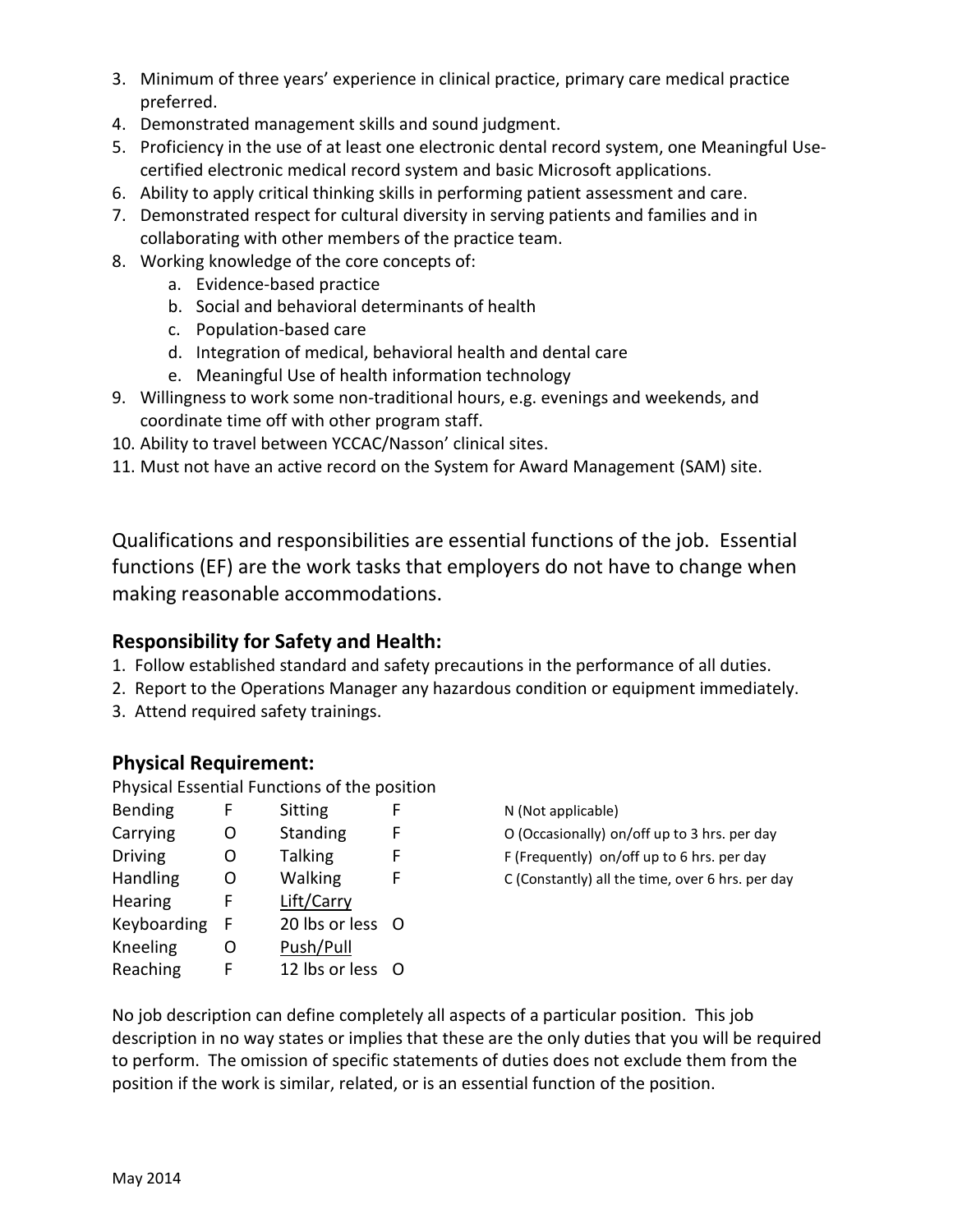3. Minimum of three years' experience in clinical practice, primary care medical practice preferred.
4. Demonstrated management skills and sound judgment.
5. Proficiency in the use of at least one electronic dental record system, one Meaningful Use-certified electronic medical record system and basic Microsoft applications.
6. Ability to apply critical thinking skills in performing patient assessment and care.
7. Demonstrated respect for cultural diversity in serving patients and families and in collaborating with other members of the practice team.
8. Working knowledge of the core concepts of:
    a. Evidence-based practice
    b. Social and behavioral determinants of health
    c. Population-based care
    d. Integration of medical, behavioral health and dental care
    e. Meaningful Use of health information technology
9. Willingness to work some non-traditional hours, e.g. evenings and weekends, and coordinate time off with other program staff.
10. Ability to travel between YCCAC/Nasson' clinical sites.
11. Must not have an active record on the System for Award Management (SAM) site.

Qualifications and responsibilities are essential functions of the job. Essential functions (EF) are the work tasks that employers do not have to change when making reasonable accommodations.

## Responsibility for Safety and Health:

1. Follow established standard and safety precautions in the performance of all duties.
2. Report to the Operations Manager any hazardous condition or equipment immediately.
3. Attend required safety trainings.

## Physical Requirement:

Physical Essential Functions of the position

| | | | | |
|---|---|---|---|---|
| Bending | F | Sitting | F | N (Not applicable) |
| Carrying | O | Standing | F | O (Occasionally) on/off up to 3 hrs. per day |
| Driving | O | Talking | F | F (Frequently) on/off up to 6 hrs. per day |
| Handling | O | Walking | F | C (Constantly) all the time, over 6 hrs. per day |
| Hearing | F | <u>Lift/Carry</u> | | |
| Keyboarding | F | 20 lbs or less | O | |
| Kneeling | O | <u>Push/Pull</u> | | |
| Reaching | F | 12 lbs or less | O | |

No job description can define completely all aspects of a particular position. This job description in no way states or implies that these are the only duties that you will be required to perform. The omission of specific statements of duties does not exclude them from the position if the work is similar, related, or is an essential function of the position.

May 2014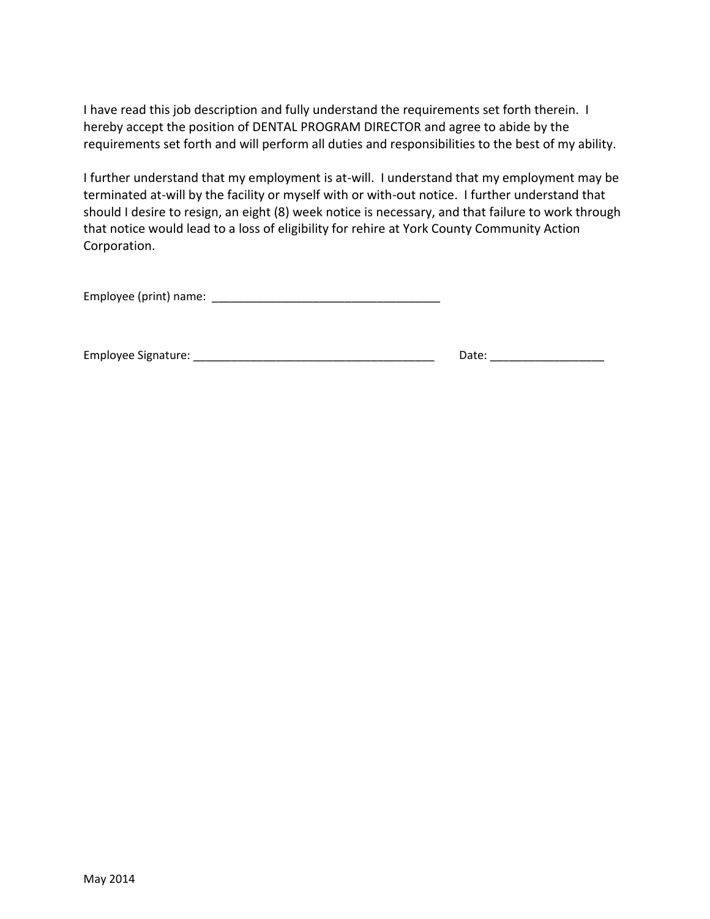I have read this job description and fully understand the requirements set forth therein. I hereby accept the position of DENTAL PROGRAM DIRECTOR and agree to abide by the requirements set forth and will perform all duties and responsibilities to the best of my ability.

I further understand that my employment is at-will. I understand that my employment may be terminated at-will by the facility or myself with or with-out notice. I further understand that should I desire to resign, an eight (8) week notice is necessary, and that failure to work through that notice would lead to a loss of eligibility for rehire at York County Community Action Corporation.

Employee (print) name: ____________________________________

Employee Signature: ______________________________________ Date: __________________

May 2014